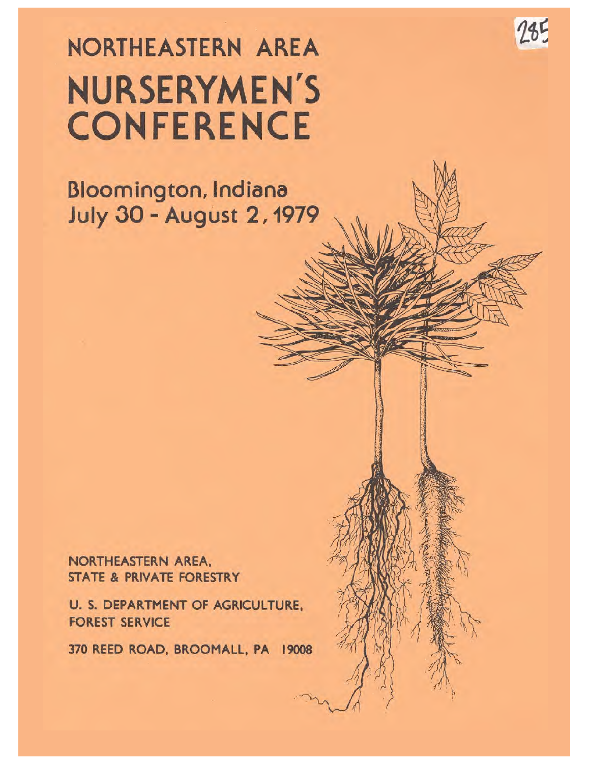# NORTHEASTERN AREA NURSERYMEN'S CONFERENCE

## Bloomington, Indiana
## July 30 - August 2, 1979

NORTHEASTERN AREA,
STATE & PRIVATE FORESTRY

U. S. DEPARTMENT OF AGRICULTURE,
FOREST SERVICE

370 REED ROAD, BROOMALL, PA 19008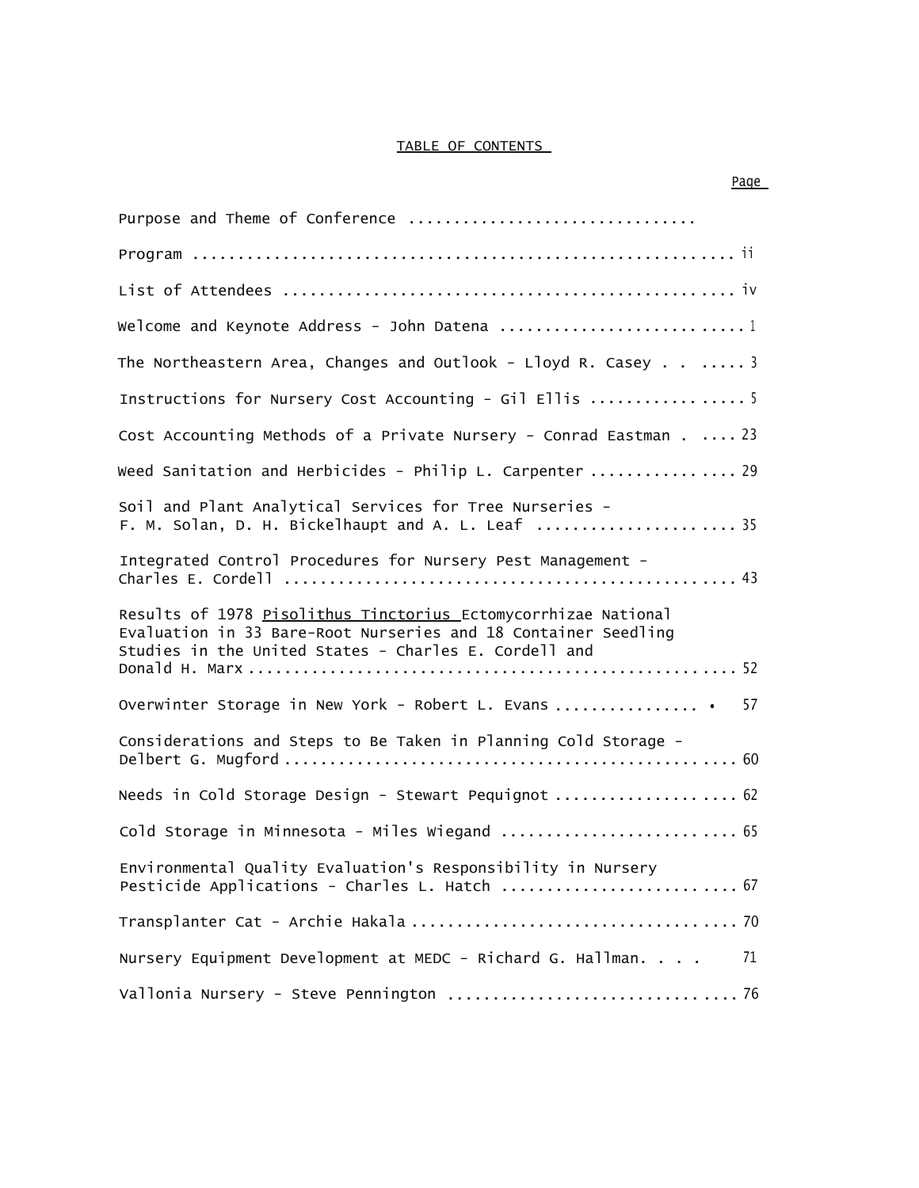# TABLE OF CONTENTS

| | Page |
|---|---|
| Purpose and Theme of Conference | |
| Program | ii |
| List of Attendees | iv |
| Welcome and Keynote Address - John Datena | 1 |
| The Northeastern Area, Changes and Outlook - Lloyd R. Casey | 3 |
| Instructions for Nursery Cost Accounting - Gil Ellis | 5 |
| Cost Accounting Methods of a Private Nursery - Conrad Eastman | 23 |
| Weed Sanitation and Herbicides - Philip L. Carpenter | 29 |
| Soil and Plant Analytical Services for Tree Nurseries - F. M. Solan, D. H. Bickelhaupt and A. L. Leaf | 35 |
| Integrated Control Procedures for Nursery Pest Management - Charles E. Cordell | 43 |
| Results of 1978 *Pisolithus Tinctorius* Ectomycorrhizae National Evaluation in 33 Bare-Root Nurseries and 18 Container Seedling Studies in the United States - Charles E. Cordell and Donald H. Marx | 52 |
| Overwinter Storage in New York - Robert L. Evans | 57 |
| Considerations and Steps to Be Taken in Planning Cold Storage - Delbert G. Mugford | 60 |
| Needs in Cold Storage Design - Stewart Pequignot | 62 |
| Cold Storage in Minnesota - Miles Wiegand | 65 |
| Environmental Quality Evaluation's Responsibility in Nursery Pesticide Applications - Charles L. Hatch | 67 |
| Transplanter Cat - Archie Hakala | 70 |
| Nursery Equipment Development at MEDC - Richard G. Hallman | 71 |
| Vallonia Nursery - Steve Pennington | 76 |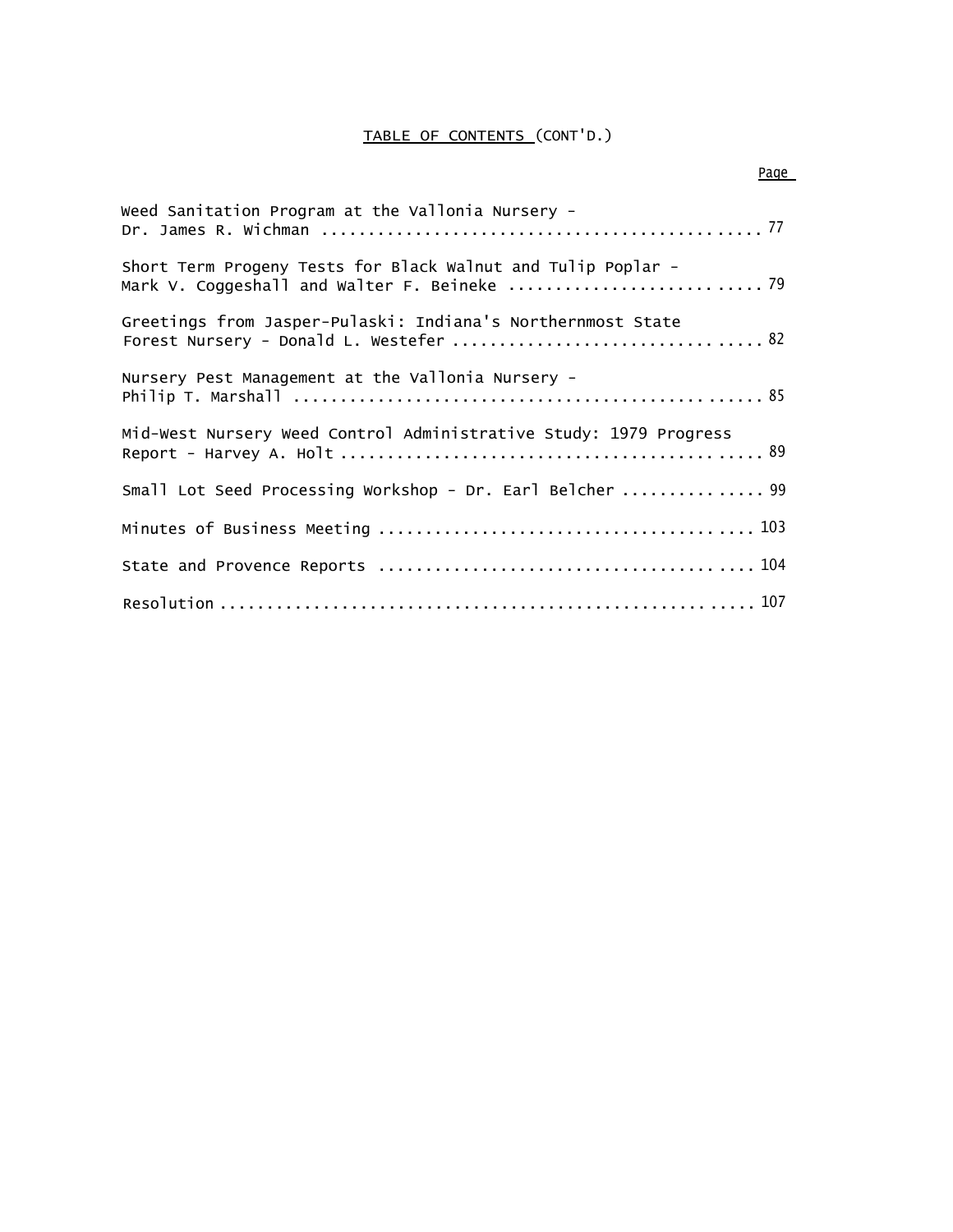# TABLE OF CONTENTS (CONT'D.)

| | Page |
|---|---|
| Weed Sanitation Program at the Vallonia Nursery - Dr. James R. Wichman | 77 |
| Short Term Progeny Tests for Black Walnut and Tulip Poplar - Mark V. Coggeshall and Walter F. Beineke | 79 |
| Greetings from Jasper-Pulaski: Indiana's Northernmost State Forest Nursery - Donald L. Westefer | 82 |
| Nursery Pest Management at the Vallonia Nursery - Philip T. Marshall | 85 |
| Mid-West Nursery Weed Control Administrative Study: 1979 Progress Report - Harvey A. Holt | 89 |
| Small Lot Seed Processing Workshop - Dr. Earl Belcher | 99 |
| Minutes of Business Meeting | 103 |
| State and Provence Reports | 104 |
| Resolution | 107 |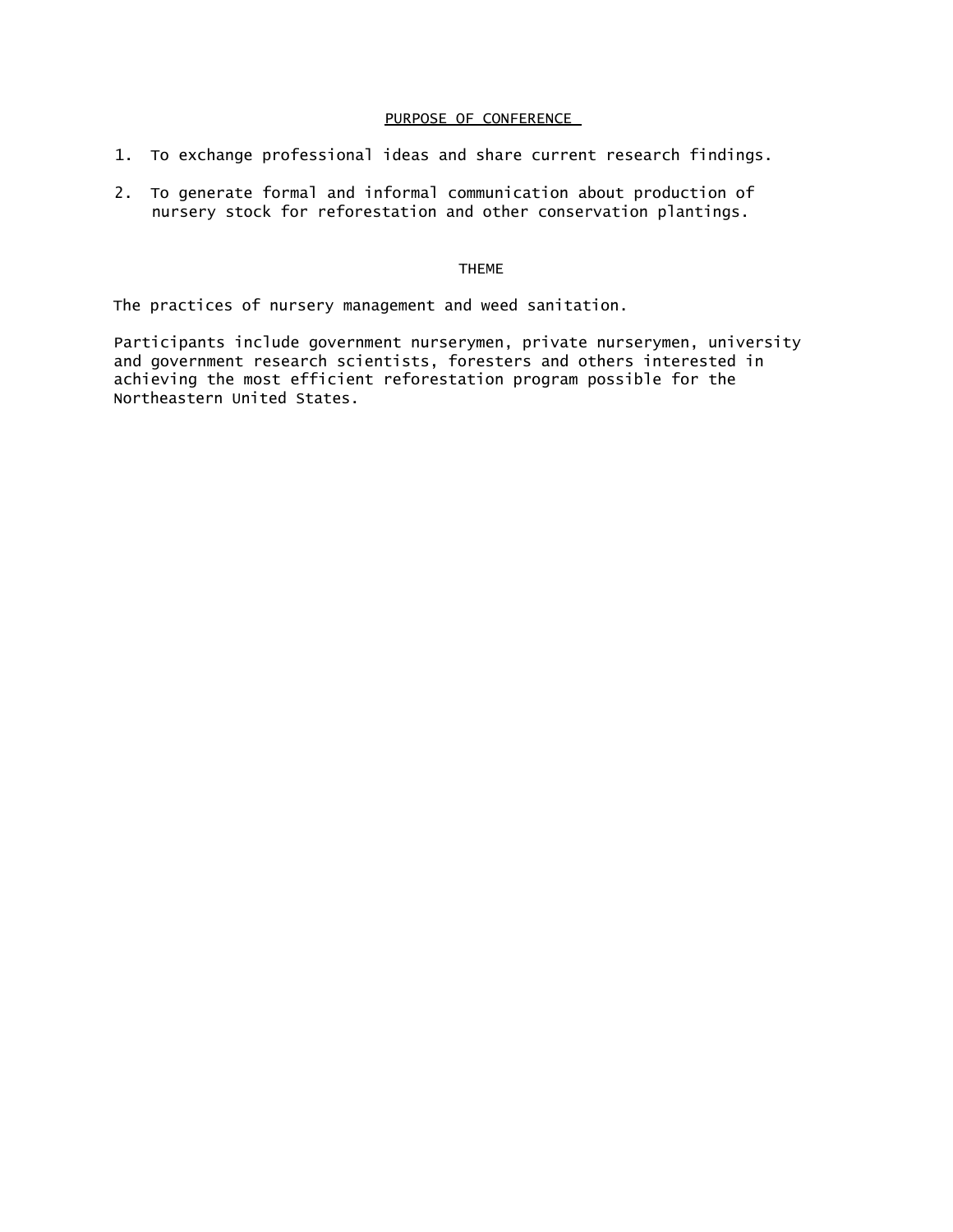## PURPOSE OF CONFERENCE

1. To exchange professional ideas and share current research findings.
2. To generate formal and informal communication about production of nursery stock for reforestation and other conservation plantings.

## THEME

The practices of nursery management and weed sanitation.

Participants include government nurserymen, private nurserymen, university and government research scientists, foresters and others interested in achieving the most efficient reforestation program possible for the Northeastern United States.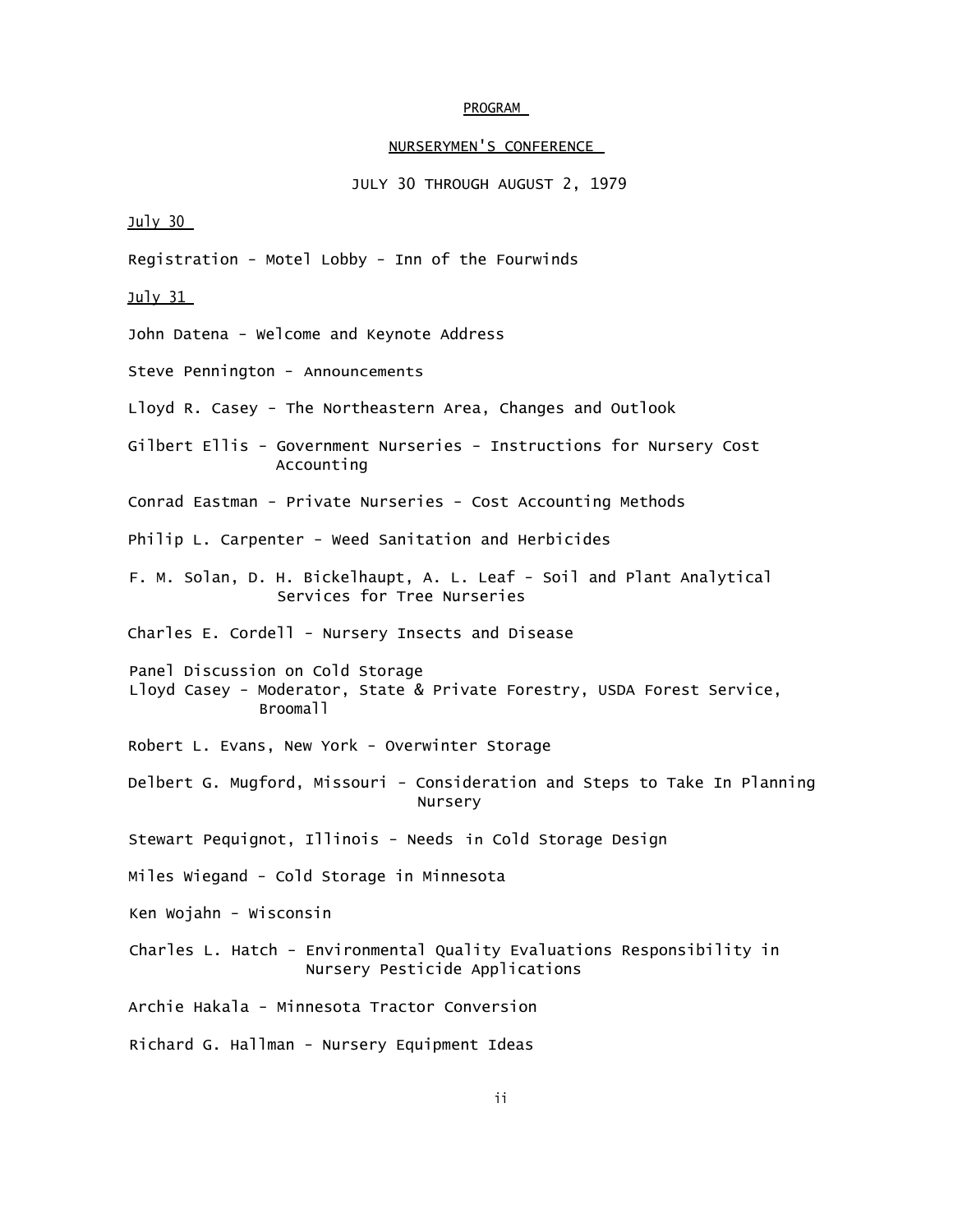# PROGRAM

## NURSERYMEN'S CONFERENCE

JULY 30 THROUGH AUGUST 2, 1979

July 30

Registration - Motel Lobby - Inn of the Fourwinds

July 31

John Datena - Welcome and Keynote Address

Steve Pennington - Announcements

Lloyd R. Casey - The Northeastern Area, Changes and Outlook

Gilbert Ellis - Government Nurseries - Instructions for Nursery Cost Accounting

Conrad Eastman - Private Nurseries - Cost Accounting Methods

Philip L. Carpenter - Weed Sanitation and Herbicides

F. M. Solan, D. H. Bickelhaupt, A. L. Leaf - Soil and Plant Analytical Services for Tree Nurseries

Charles E. Cordell - Nursery Insects and Disease

Panel Discussion on Cold Storage
Lloyd Casey - Moderator, State & Private Forestry, USDA Forest Service, Broomall

Robert L. Evans, New York - Overwinter Storage

Delbert G. Mugford, Missouri - Consideration and Steps to Take In Planning Nursery

Stewart Pequignot, Illinois - Needs in Cold Storage Design

Miles Wiegand - Cold Storage in Minnesota

Ken Wojahn - Wisconsin

Charles L. Hatch - Environmental Quality Evaluations Responsibility in Nursery Pesticide Applications

Archie Hakala - Minnesota Tractor Conversion

Richard G. Hallman - Nursery Equipment Ideas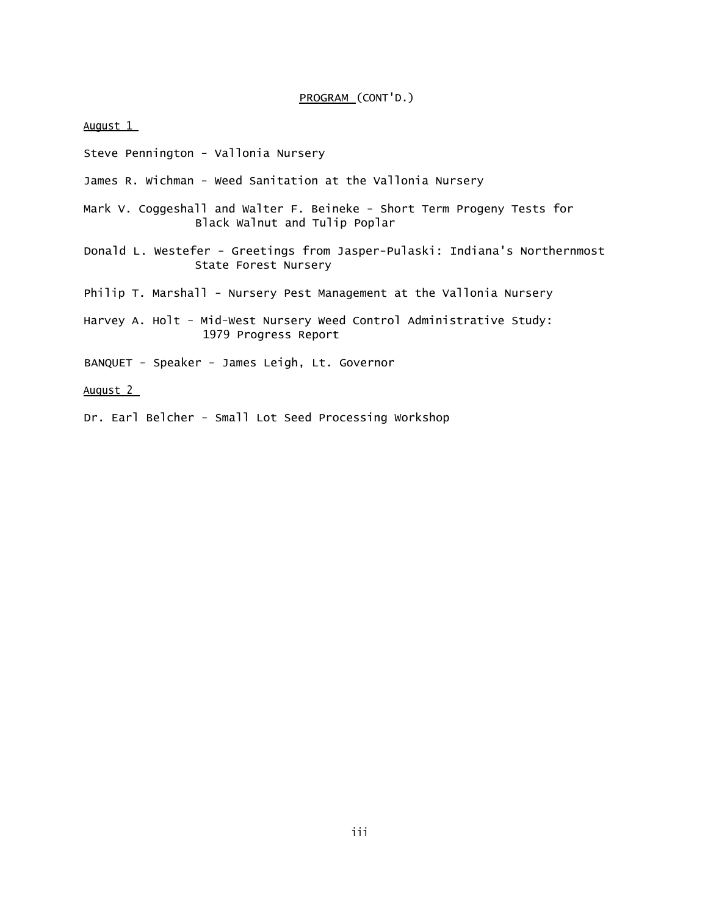## PROGRAM (CONT'D.)

August 1

Steve Pennington - Vallonia Nursery

James R. Wichman - Weed Sanitation at the Vallonia Nursery

Mark V. Coggeshall and Walter F. Beineke - Short Term Progeny Tests for Black Walnut and Tulip Poplar

Donald L. Westefer - Greetings from Jasper-Pulaski: Indiana's Northernmost State Forest Nursery

Philip T. Marshall - Nursery Pest Management at the Vallonia Nursery

Harvey A. Holt - Mid-West Nursery Weed Control Administrative Study: 1979 Progress Report

BANQUET - Speaker - James Leigh, Lt. Governor

August 2

Dr. Earl Belcher - Small Lot Seed Processing Workshop